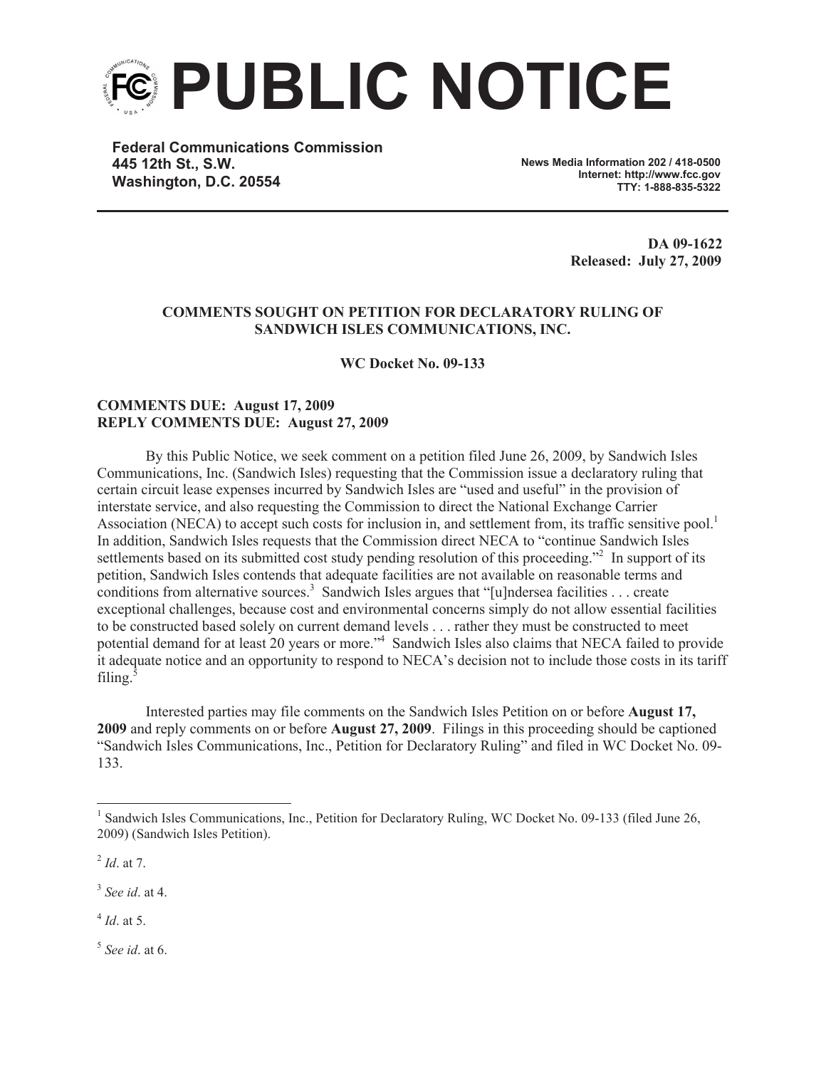# PUBLIC NOTICE

**Federal Communications Commission**
**445 12th St., S.W.**
**Washington, D.C. 20554**

**News Media Information 202 / 418-0500**
**Internet: http://www.fcc.gov**
**TTY: 1-888-835-5322**

**DA 09-1622**
**Released: July 27, 2009**

**COMMENTS SOUGHT ON PETITION FOR DECLARATORY RULING OF SANDWICH ISLES COMMUNICATIONS, INC.**

**WC Docket No. 09-133**

**COMMENTS DUE: August 17, 2009**
**REPLY COMMENTS DUE: August 27, 2009**

By this Public Notice, we seek comment on a petition filed June 26, 2009, by Sandwich Isles Communications, Inc. (Sandwich Isles) requesting that the Commission issue a declaratory ruling that certain circuit lease expenses incurred by Sandwich Isles are "used and useful" in the provision of interstate service, and also requesting the Commission to direct the National Exchange Carrier Association (NECA) to accept such costs for inclusion in, and settlement from, its traffic sensitive pool.[1] In addition, Sandwich Isles requests that the Commission direct NECA to "continue Sandwich Isles settlements based on its submitted cost study pending resolution of this proceeding."[2] In support of its petition, Sandwich Isles contends that adequate facilities are not available on reasonable terms and conditions from alternative sources.[3] Sandwich Isles argues that "[u]ndersea facilities . . . create exceptional challenges, because cost and environmental concerns simply do not allow essential facilities to be constructed based solely on current demand levels . . . rather they must be constructed to meet potential demand for at least 20 years or more."[4] Sandwich Isles also claims that NECA failed to provide it adequate notice and an opportunity to respond to NECA's decision not to include those costs in its tariff filing.[5]

Interested parties may file comments on the Sandwich Isles Petition on or before **August 17, 2009** and reply comments on or before **August 27, 2009**. Filings in this proceeding should be captioned "Sandwich Isles Communications, Inc., Petition for Declaratory Ruling" and filed in WC Docket No. 09-133.

---

[1] Sandwich Isles Communications, Inc., Petition for Declaratory Ruling, WC Docket No. 09-133 (filed June 26, 2009) (Sandwich Isles Petition).

[2] *Id*. at 7.

[3] *See id*. at 4.

[4] *Id*. at 5.

[5] *See id*. at 6.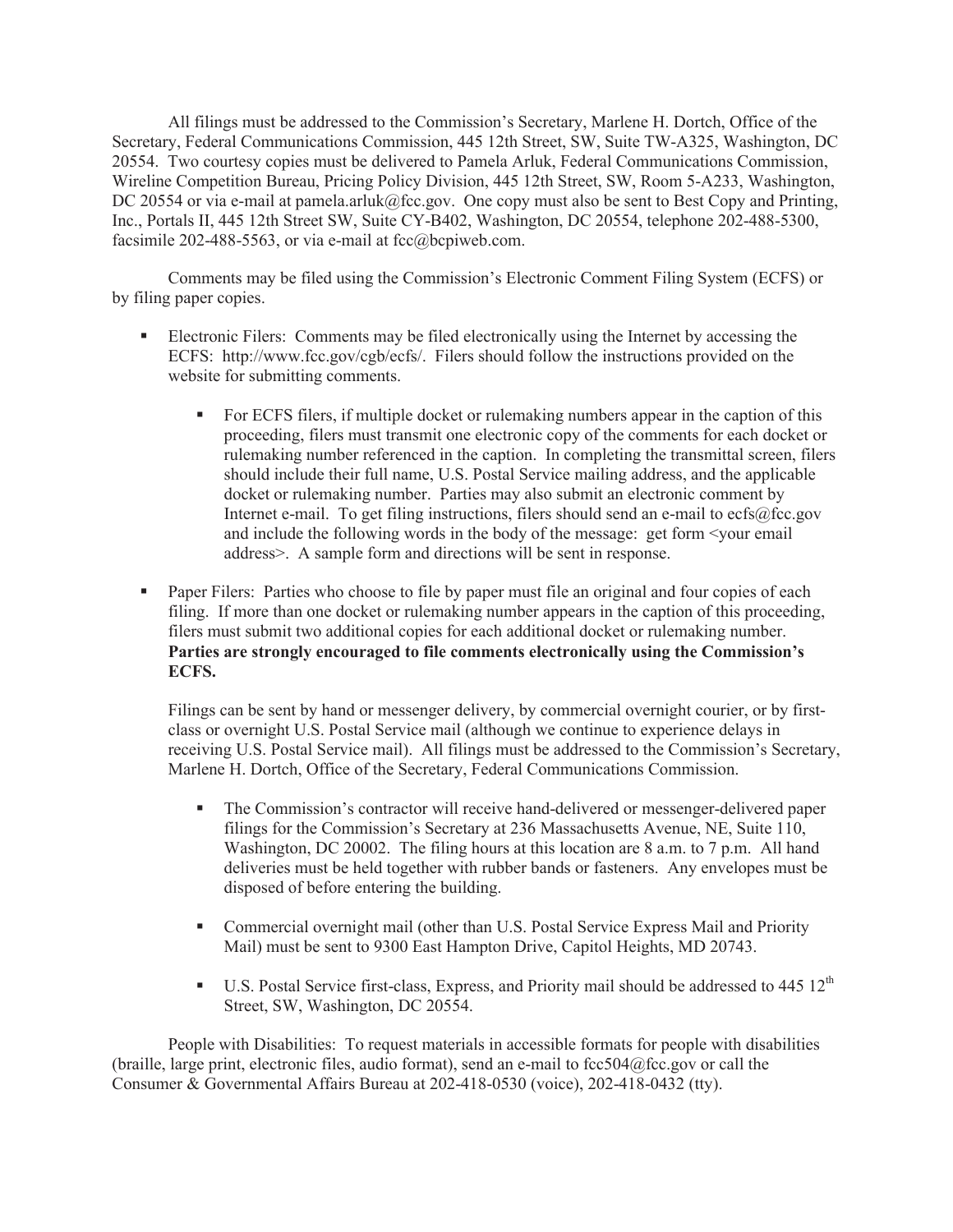All filings must be addressed to the Commission's Secretary, Marlene H. Dortch, Office of the Secretary, Federal Communications Commission, 445 12th Street, SW, Suite TW-A325, Washington, DC 20554. Two courtesy copies must be delivered to Pamela Arluk, Federal Communications Commission, Wireline Competition Bureau, Pricing Policy Division, 445 12th Street, SW, Room 5-A233, Washington, DC 20554 or via e-mail at pamela.arluk@fcc.gov. One copy must also be sent to Best Copy and Printing, Inc., Portals II, 445 12th Street SW, Suite CY-B402, Washington, DC 20554, telephone 202-488-5300, facsimile 202-488-5563, or via e-mail at fcc@bcpiweb.com.

Comments may be filed using the Commission's Electronic Comment Filing System (ECFS) or by filing paper copies.

- Electronic Filers: Comments may be filed electronically using the Internet by accessing the ECFS: http://www.fcc.gov/cgb/ecfs/. Filers should follow the instructions provided on the website for submitting comments.
  - For ECFS filers, if multiple docket or rulemaking numbers appear in the caption of this proceeding, filers must transmit one electronic copy of the comments for each docket or rulemaking number referenced in the caption. In completing the transmittal screen, filers should include their full name, U.S. Postal Service mailing address, and the applicable docket or rulemaking number. Parties may also submit an electronic comment by Internet e-mail. To get filing instructions, filers should send an e-mail to ecfs@fcc.gov and include the following words in the body of the message: get form <your email address>. A sample form and directions will be sent in response.

- Paper Filers: Parties who choose to file by paper must file an original and four copies of each filing. If more than one docket or rulemaking number appears in the caption of this proceeding, filers must submit two additional copies for each additional docket or rulemaking number. **Parties are strongly encouraged to file comments electronically using the Commission's ECFS.**

  Filings can be sent by hand or messenger delivery, by commercial overnight courier, or by first-class or overnight U.S. Postal Service mail (although we continue to experience delays in receiving U.S. Postal Service mail). All filings must be addressed to the Commission's Secretary, Marlene H. Dortch, Office of the Secretary, Federal Communications Commission.

  - The Commission's contractor will receive hand-delivered or messenger-delivered paper filings for the Commission's Secretary at 236 Massachusetts Avenue, NE, Suite 110, Washington, DC 20002. The filing hours at this location are 8 a.m. to 7 p.m. All hand deliveries must be held together with rubber bands or fasteners. Any envelopes must be disposed of before entering the building.
  - Commercial overnight mail (other than U.S. Postal Service Express Mail and Priority Mail) must be sent to 9300 East Hampton Drive, Capitol Heights, MD 20743.
  - U.S. Postal Service first-class, Express, and Priority mail should be addressed to 445 12th Street, SW, Washington, DC 20554.

People with Disabilities: To request materials in accessible formats for people with disabilities (braille, large print, electronic files, audio format), send an e-mail to fcc504@fcc.gov or call the Consumer & Governmental Affairs Bureau at 202-418-0530 (voice), 202-418-0432 (tty).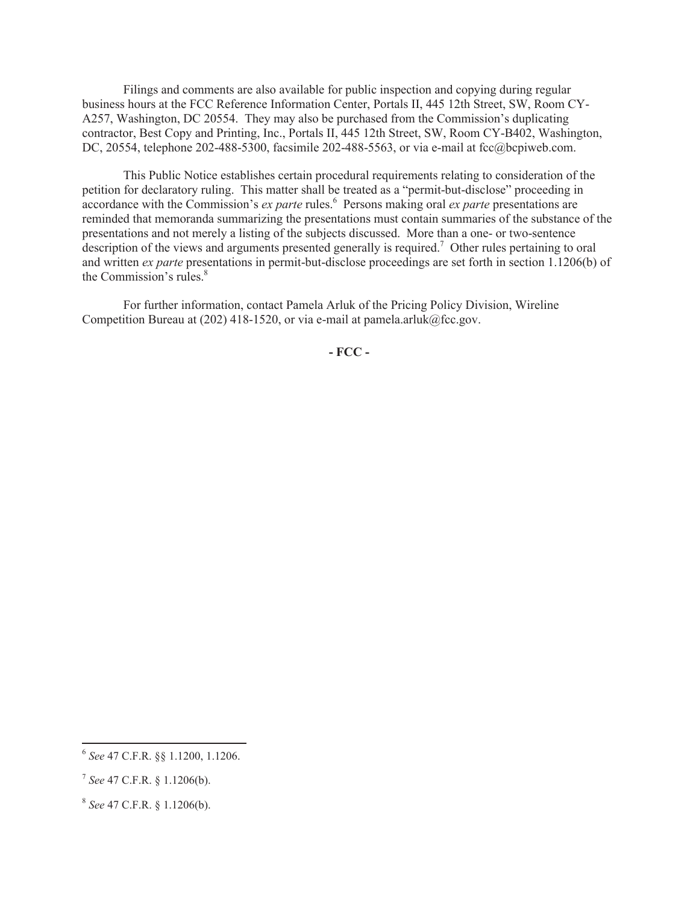Filings and comments are also available for public inspection and copying during regular business hours at the FCC Reference Information Center, Portals II, 445 12th Street, SW, Room CY-A257, Washington, DC 20554. They may also be purchased from the Commission's duplicating contractor, Best Copy and Printing, Inc., Portals II, 445 12th Street, SW, Room CY-B402, Washington, DC, 20554, telephone 202-488-5300, facsimile 202-488-5563, or via e-mail at fcc@bcpiweb.com.

This Public Notice establishes certain procedural requirements relating to consideration of the petition for declaratory ruling. This matter shall be treated as a "permit-but-disclose" proceeding in accordance with the Commission's *ex parte* rules.[6] Persons making oral *ex parte* presentations are reminded that memoranda summarizing the presentations must contain summaries of the substance of the presentations and not merely a listing of the subjects discussed. More than a one- or two-sentence description of the views and arguments presented generally is required.[7] Other rules pertaining to oral and written *ex parte* presentations in permit-but-disclose proceedings are set forth in section 1.1206(b) of the Commission's rules.[8]

For further information, contact Pamela Arluk of the Pricing Policy Division, Wireline Competition Bureau at (202) 418-1520, or via e-mail at pamela.arluk@fcc.gov.

**- FCC -**

---

[6] *See* 47 C.F.R. §§ 1.1200, 1.1206.

[7] *See* 47 C.F.R. § 1.1206(b).

[8] *See* 47 C.F.R. § 1.1206(b).